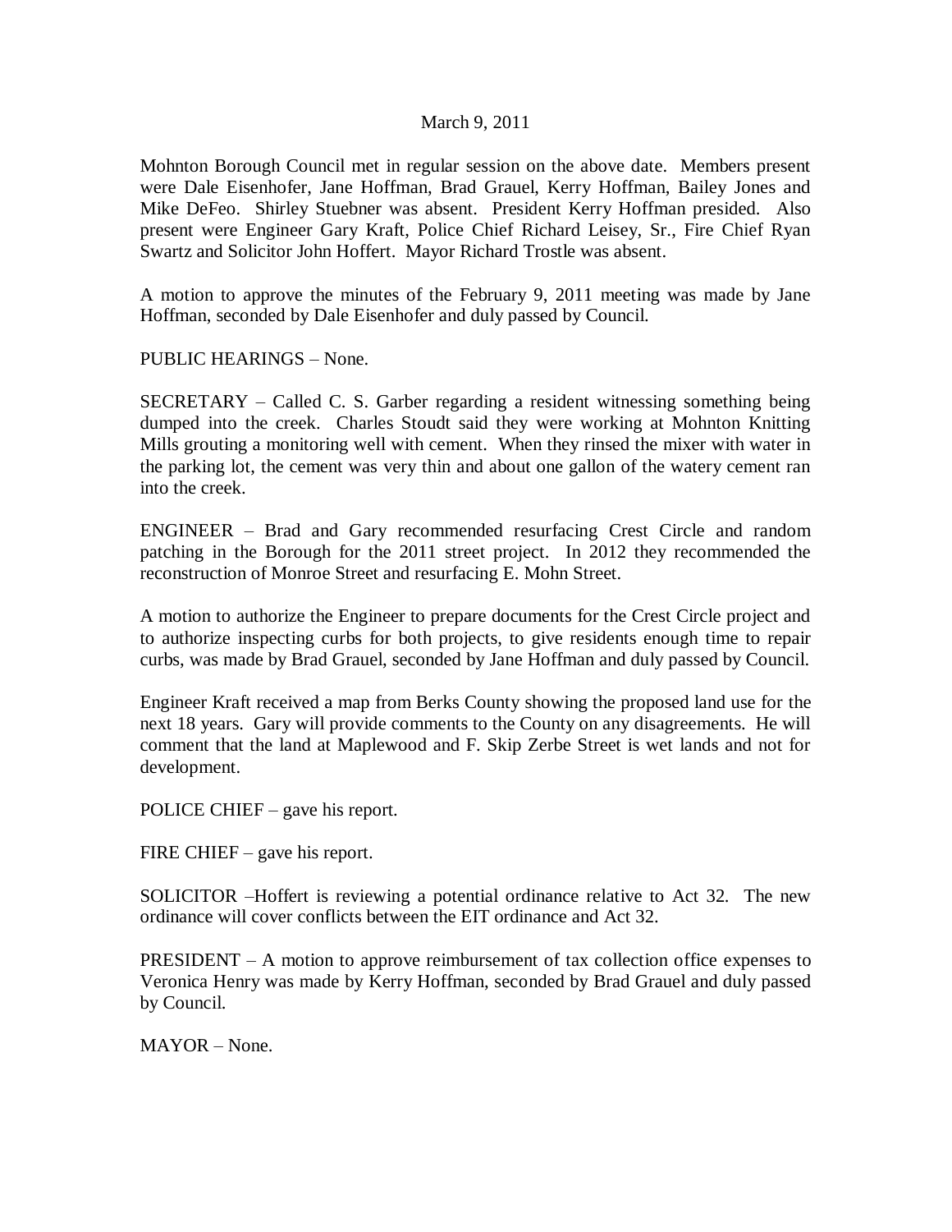March 9, 2011

Mohnton Borough Council met in regular session on the above date. Members present were Dale Eisenhofer, Jane Hoffman, Brad Grauel, Kerry Hoffman, Bailey Jones and Mike DeFeo. Shirley Stuebner was absent. President Kerry Hoffman presided. Also present were Engineer Gary Kraft, Police Chief Richard Leisey, Sr., Fire Chief Ryan Swartz and Solicitor John Hoffert. Mayor Richard Trostle was absent.

A motion to approve the minutes of the February 9, 2011 meeting was made by Jane Hoffman, seconded by Dale Eisenhofer and duly passed by Council.

PUBLIC HEARINGS – None.

SECRETARY – Called C. S. Garber regarding a resident witnessing something being dumped into the creek. Charles Stoudt said they were working at Mohnton Knitting Mills grouting a monitoring well with cement. When they rinsed the mixer with water in the parking lot, the cement was very thin and about one gallon of the watery cement ran into the creek.

ENGINEER – Brad and Gary recommended resurfacing Crest Circle and random patching in the Borough for the 2011 street project. In 2012 they recommended the reconstruction of Monroe Street and resurfacing E. Mohn Street.

A motion to authorize the Engineer to prepare documents for the Crest Circle project and to authorize inspecting curbs for both projects, to give residents enough time to repair curbs, was made by Brad Grauel, seconded by Jane Hoffman and duly passed by Council.

Engineer Kraft received a map from Berks County showing the proposed land use for the next 18 years. Gary will provide comments to the County on any disagreements. He will comment that the land at Maplewood and F. Skip Zerbe Street is wet lands and not for development.

POLICE CHIEF – gave his report.

FIRE CHIEF – gave his report.

SOLICITOR –Hoffert is reviewing a potential ordinance relative to Act 32. The new ordinance will cover conflicts between the EIT ordinance and Act 32.

PRESIDENT – A motion to approve reimbursement of tax collection office expenses to Veronica Henry was made by Kerry Hoffman, seconded by Brad Grauel and duly passed by Council.

MAYOR – None.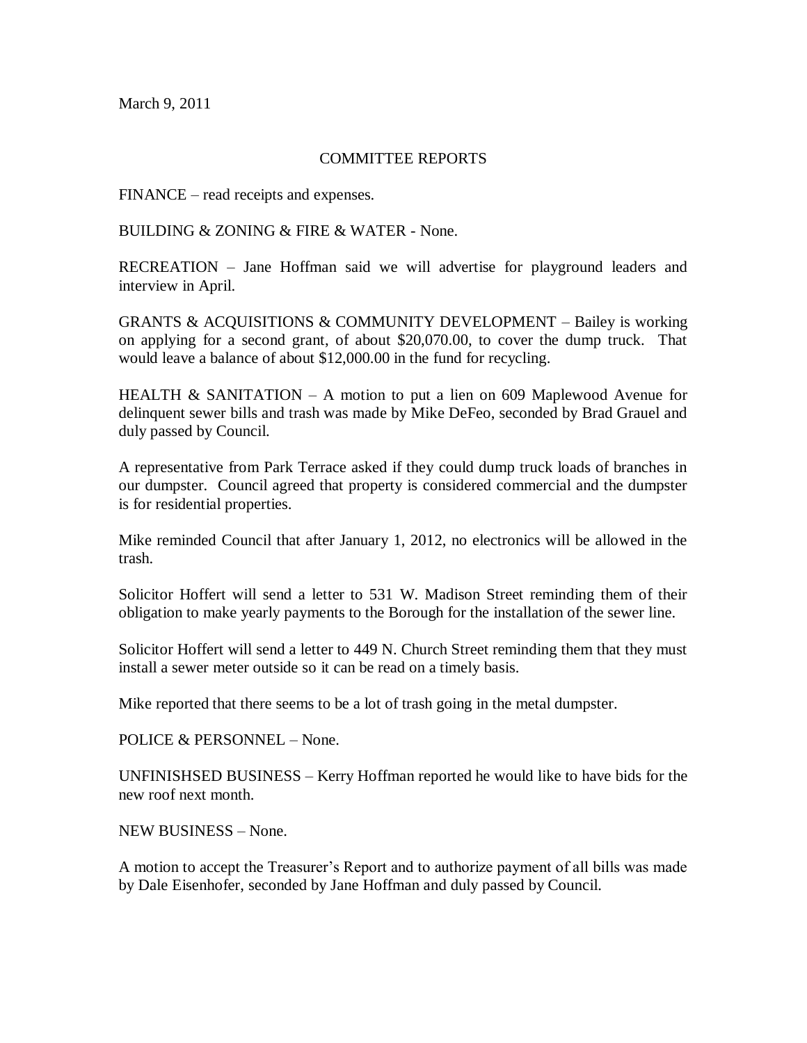March 9, 2011

## COMMITTEE REPORTS

FINANCE – read receipts and expenses.

BUILDING & ZONING & FIRE & WATER - None.

RECREATION – Jane Hoffman said we will advertise for playground leaders and interview in April.

GRANTS & ACQUISITIONS & COMMUNITY DEVELOPMENT – Bailey is working on applying for a second grant, of about $20,070.00, to cover the dump truck. That would leave a balance of about $12,000.00 in the fund for recycling.

HEALTH & SANITATION – A motion to put a lien on 609 Maplewood Avenue for delinquent sewer bills and trash was made by Mike DeFeo, seconded by Brad Grauel and duly passed by Council.

A representative from Park Terrace asked if they could dump truck loads of branches in our dumpster. Council agreed that property is considered commercial and the dumpster is for residential properties.

Mike reminded Council that after January 1, 2012, no electronics will be allowed in the trash.

Solicitor Hoffert will send a letter to 531 W. Madison Street reminding them of their obligation to make yearly payments to the Borough for the installation of the sewer line.

Solicitor Hoffert will send a letter to 449 N. Church Street reminding them that they must install a sewer meter outside so it can be read on a timely basis.

Mike reported that there seems to be a lot of trash going in the metal dumpster.

POLICE & PERSONNEL – None.

UNFINISHSED BUSINESS – Kerry Hoffman reported he would like to have bids for the new roof next month.

NEW BUSINESS – None.

A motion to accept the Treasurer's Report and to authorize payment of all bills was made by Dale Eisenhofer, seconded by Jane Hoffman and duly passed by Council.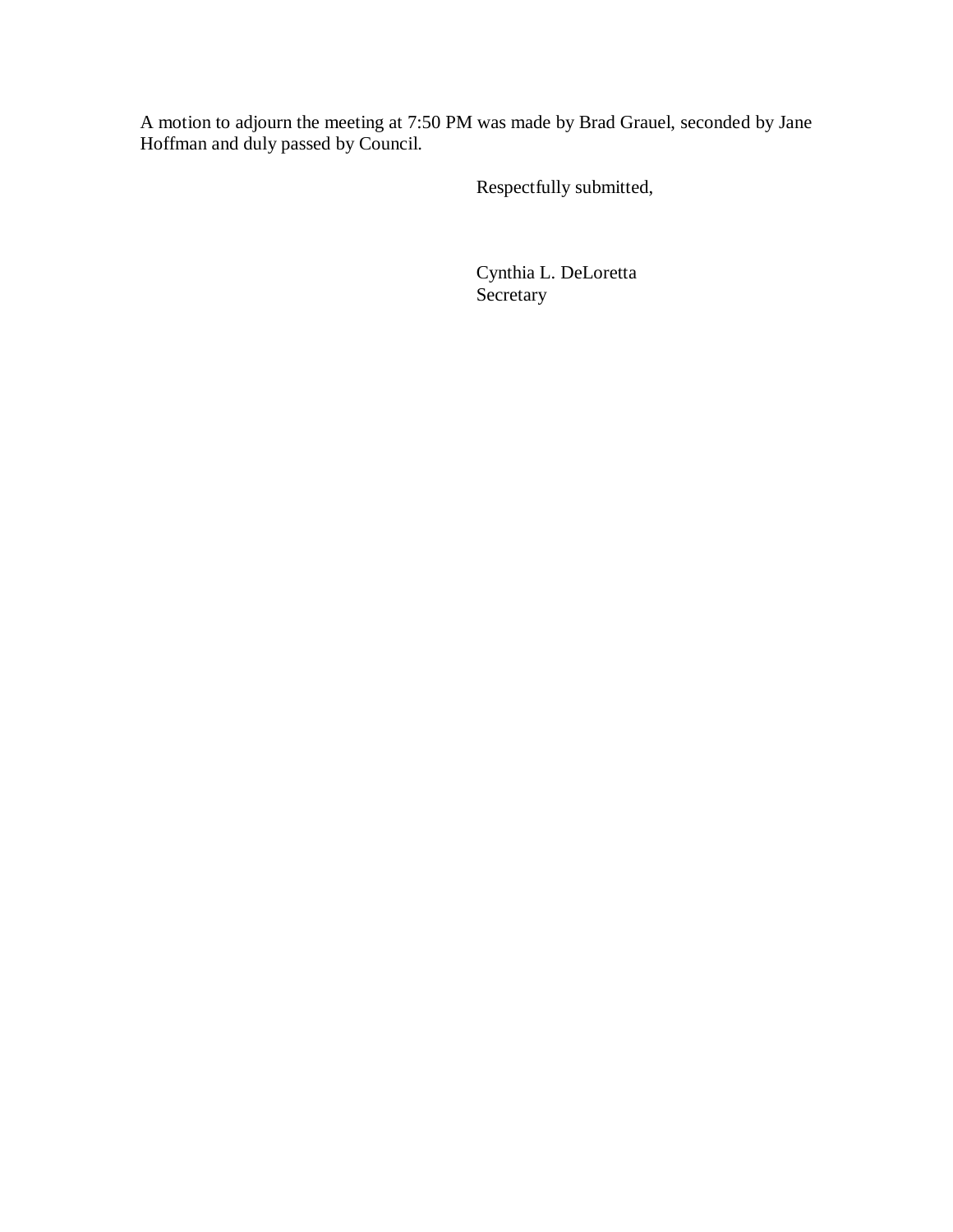A motion to adjourn the meeting at 7:50 PM was made by Brad Grauel, seconded by Jane Hoffman and duly passed by Council.

Respectfully submitted,

Cynthia L. DeLoretta
Secretary